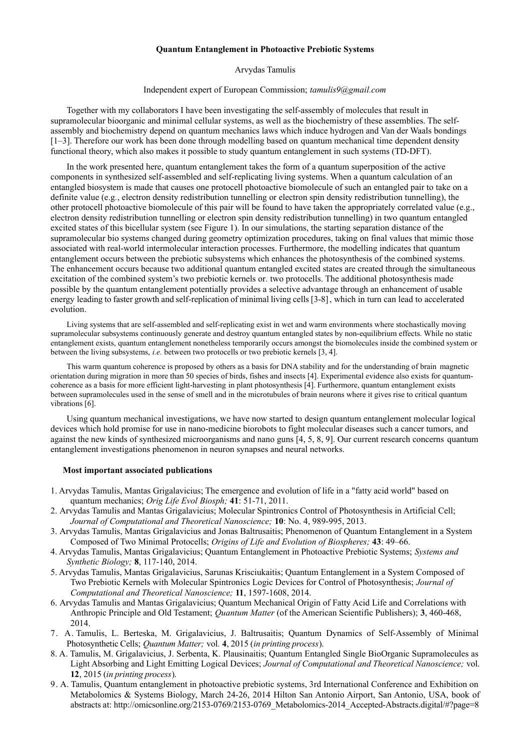**Quantum Entanglement in Photoactive Prebiotic Systems**

Arvydas Tamulis

Independent expert of European Commission; *tamulis9@gmail.com*

Together with my collaborators I have been investigating the self-assembly of molecules that result in supramolecular bioorganic and minimal cellular systems, as well as the biochemistry of these assemblies. The self-assembly and biochemistry depend on quantum mechanics laws which induce hydrogen and Van der Waals bondings [1–3]. Therefore our work has been done through modelling based on quantum mechanical time dependent density functional theory, which also makes it possible to study quantum entanglement in such systems (TD-DFT).

In the work presented here, quantum entanglement takes the form of a quantum superposition of the active components in synthesized self-assembled and self-replicating living systems. When a quantum calculation of an entangled biosystem is made that causes one protocell photoactive biomolecule of such an entangled pair to take on a definite value (e.g., electron density redistribution tunnelling or electron spin density redistribution tunnelling), the other protocell photoactive biomolecule of this pair will be found to have taken the appropriately correlated value (e.g., electron density redistribution tunnelling or electron spin density redistribution tunnelling) in two quantum entangled excited states of this bicellular system (see Figure 1). In our simulations, the starting separation distance of the supramolecular bio systems changed during geometry optimization procedures, taking on final values that mimic those associated with real-world intermolecular interaction processes. Furthermore, the modelling indicates that quantum entanglement occurs between the prebiotic subsystems which enhances the photosynthesis of the combined systems. The enhancement occurs because two additional quantum entangled excited states are created through the simultaneous excitation of the combined system's two prebiotic kernels or. two protocells. The additional photosynthesis made possible by the quantum entanglement potentially provides a selective advantage through an enhancement of usable energy leading to faster growth and self-replication of minimal living cells [3-8], which in turn can lead to accelerated evolution.

Living systems that are self-assembled and self-replicating exist in wet and warm environments where stochastically moving supramolecular subsystems continuously generate and destroy quantum entangled states by non-equilibrium effects. While no static entanglement exists, quantum entanglement nonetheless temporarily occurs amongst the biomolecules inside the combined system or between the living subsystems, *i.e.* between two protocells or two prebiotic kernels [3, 4].

This warm quantum coherence is proposed by others as a basis for DNA stability and for the understanding of brain magnetic orientation during migration in more than 50 species of birds, fishes and insects [4]. Experimental evidence also exists for quantum-coherence as a basis for more efficient light-harvesting in plant photosynthesis [4]. Furthermore, quantum entanglement exists between supramolecules used in the sense of smell and in the microtubules of brain neurons where it gives rise to critical quantum vibrations [6].

Using quantum mechanical investigations, we have now started to design quantum entanglement molecular logical devices which hold promise for use in nano-medicine biorobots to fight molecular diseases such a cancer tumors, and against the new kinds of synthesized microorganisms and nano guns [4, 5, 8, 9]. Our current research concerns quantum entanglement investigations phenomenon in neuron synapses and neural networks.

**Most important associated publications**

1. Arvydas Tamulis, Mantas Grigalavicius; The emergence and evolution of life in a "fatty acid world" based on quantum mechanics; *Orig Life Evol Biosph;* **41**: 51-71, 2011.
2. Arvydas Tamulis and Mantas Grigalavicius; Molecular Spintronics Control of Photosynthesis in Artificial Cell; *Journal of Computational and Theoretical Nanoscience;* **10**: No. 4, 989-995, 2013.
3. Arvydas Tamulis, Mantas Grigalavicius and Jonas Baltrusaitis; Phenomenon of Quantum Entanglement in a System Composed of Two Minimal Protocells; *Origins of Life and Evolution of Biospheres;* **43**: 49–66.
4. Arvydas Tamulis, Mantas Grigalavicius; Quantum Entanglement in Photoactive Prebiotic Systems; *Systems and Synthetic Biology;* **8**, 117-140, 2014.
5. Arvydas Tamulis, Mantas Grigalavicius, Sarunas Krisciukaitis; Quantum Entanglement in a System Composed of Two Prebiotic Kernels with Molecular Spintronics Logic Devices for Control of Photosynthesis; *Journal of Computational and Theoretical Nanoscience;* **11**, 1597-1608, 2014.
6. Arvydas Tamulis and Mantas Grigalavicius; Quantum Mechanical Origin of Fatty Acid Life and Correlations with Anthropic Principle and Old Testament; *Quantum Matter* (of the American Scientific Publishers); **3**, 460-468, 2014.
7. A. Tamulis, L. Berteska, M. Grigalavicius, J. Baltrusaitis; Quantum Dynamics of Self-Assembly of Minimal Photosynthetic Cells; *Quantum Matter;* vol. **4**, 2015 (*in printing process*).
8. A. Tamulis, M. Grigalavicius, J. Serbenta, K. Plausinaitis; Quantum Entangled Single BioOrganic Supramolecules as Light Absorbing and Light Emitting Logical Devices; *Journal of Computational and Theoretical Nanoscience;* vol. **12**, 2015 (*in printing process*).
9. A. Tamulis, Quantum entanglement in photoactive prebiotic systems, 3rd International Conference and Exhibition on Metabolomics & Systems Biology, March 24-26, 2014 Hilton San Antonio Airport, San Antonio, USA, book of abstracts at: http://omicsonline.org/2153-0769/2153-0769_Metabolomics-2014_Accepted-Abstracts.digital/#?page=8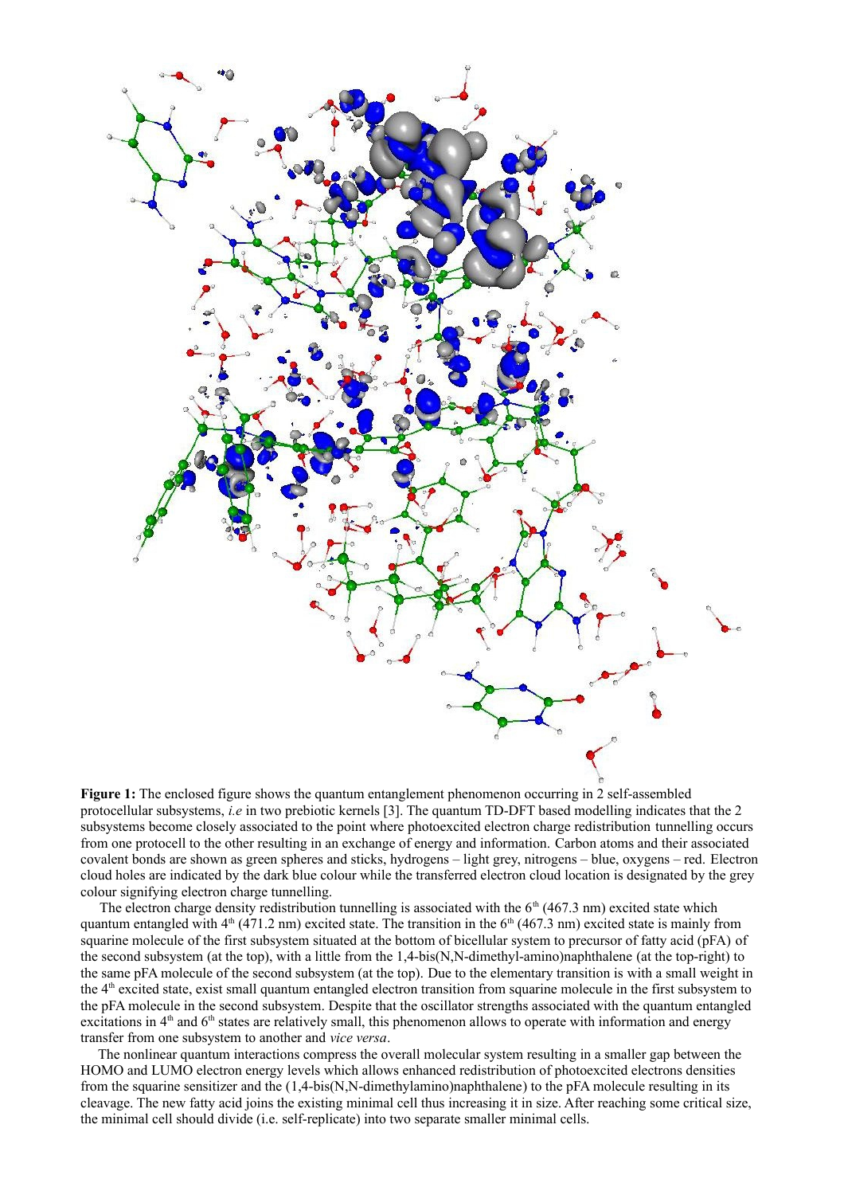**Figure 1:** The enclosed figure shows the quantum entanglement phenomenon occurring in 2 self-assembled protocellular subsystems, *i.e* in two prebiotic kernels [3]. The quantum TD-DFT based modelling indicates that the 2 subsystems become closely associated to the point where photoexcited electron charge redistribution tunnelling occurs from one protocell to the other resulting in an exchange of energy and information. Carbon atoms and their associated covalent bonds are shown as green spheres and sticks, hydrogens – light grey, nitrogens – blue, oxygens – red. Electron cloud holes are indicated by the dark blue colour while the transferred electron cloud location is designated by the grey colour signifying electron charge tunnelling.

The electron charge density redistribution tunnelling is associated with the 6[th] (467.3 nm) excited state which quantum entangled with 4[th] (471.2 nm) excited state. The transition in the 6[th] (467.3 nm) excited state is mainly from squarine molecule of the first subsystem situated at the bottom of bicellular system to precursor of fatty acid (pFA) of the second subsystem (at the top), with a little from the 1,4-bis(N,N-dimethyl-amino)naphthalene (at the top-right) to the same pFA molecule of the second subsystem (at the top). Due to the elementary transition is with a small weight in the 4[th] excited state, exist small quantum entangled electron transition from squarine molecule in the first subsystem to the pFA molecule in the second subsystem. Despite that the oscillator strengths associated with the quantum entangled excitations in 4[th] and 6[th] states are relatively small, this phenomenon allows to operate with information and energy transfer from one subsystem to another and *vice versa*.

The nonlinear quantum interactions compress the overall molecular system resulting in a smaller gap between the HOMO and LUMO electron energy levels which allows enhanced redistribution of photoexcited electrons densities from the squarine sensitizer and the (1,4-bis(N,N-dimethylamino)naphthalene) to the pFA molecule resulting in its cleavage. The new fatty acid joins the existing minimal cell thus increasing it in size. After reaching some critical size, the minimal cell should divide (i.e. self-replicate) into two separate smaller minimal cells.